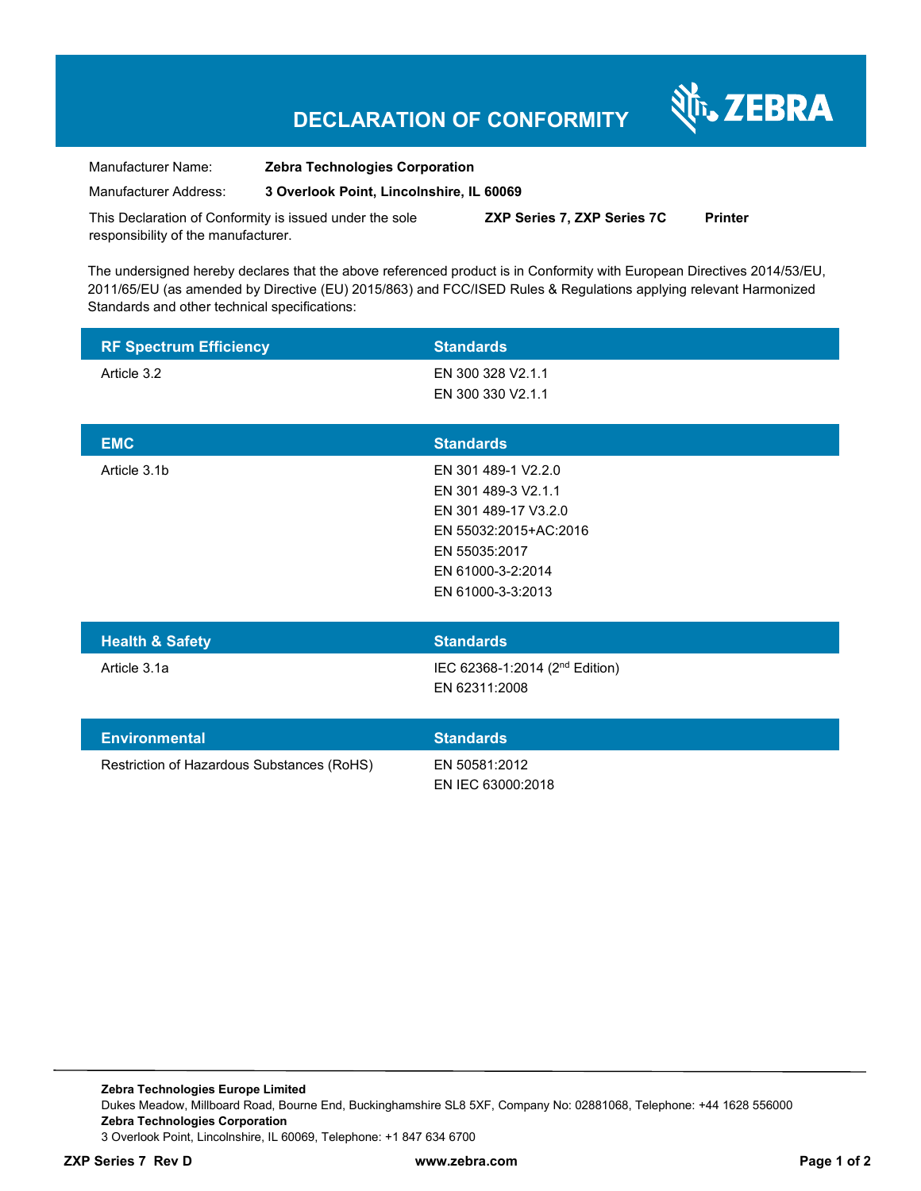# DECLARATION OF CONFORMITY

ZEBRA

Manufacturer Name: **Zebra Technologies Corporation**

Manufacturer Address: **3 Overlook Point, Lincolnshire, IL 60069**

This Declaration of Conformity is issued under the sole responsibility of the manufacturer. **ZXP Series 7, ZXP Series 7C** **Printer**

The undersigned hereby declares that the above referenced product is in Conformity with European Directives 2014/53/EU, 2011/65/EU (as amended by Directive (EU) 2015/863) and FCC/ISED Rules & Regulations applying relevant Harmonized Standards and other technical specifications:

| RF Spectrum Efficiency | Standards |
| --- | --- |
| Article 3.2 | EN 300 328 V2.1.1<br>EN 300 330 V2.1.1 |

| EMC | Standards |
| --- | --- |
| Article 3.1b | EN 301 489-1 V2.2.0<br>EN 301 489-3 V2.1.1<br>EN 301 489-17 V3.2.0<br>EN 55032:2015+AC:2016<br>EN 55035:2017<br>EN 61000-3-2:2014<br>EN 61000-3-3:2013 |

| Health & Safety | Standards |
| --- | --- |
| Article 3.1a | IEC 62368-1:2014 (2nd Edition)<br>EN 62311:2008 |

| Environmental | Standards |
| --- | --- |
| Restriction of Hazardous Substances (RoHS) | EN 50581:2012<br>EN IEC 63000:2018 |

**Zebra Technologies Europe Limited**
Dukes Meadow, Millboard Road, Bourne End, Buckinghamshire SL8 5XF, Company No: 02881068, Telephone: +44 1628 556000
**Zebra Technologies Corporation**
3 Overlook Point, Lincolnshire, IL 60069, Telephone: +1 847 634 6700

**ZXP Series 7 Rev D** **www.zebra.com**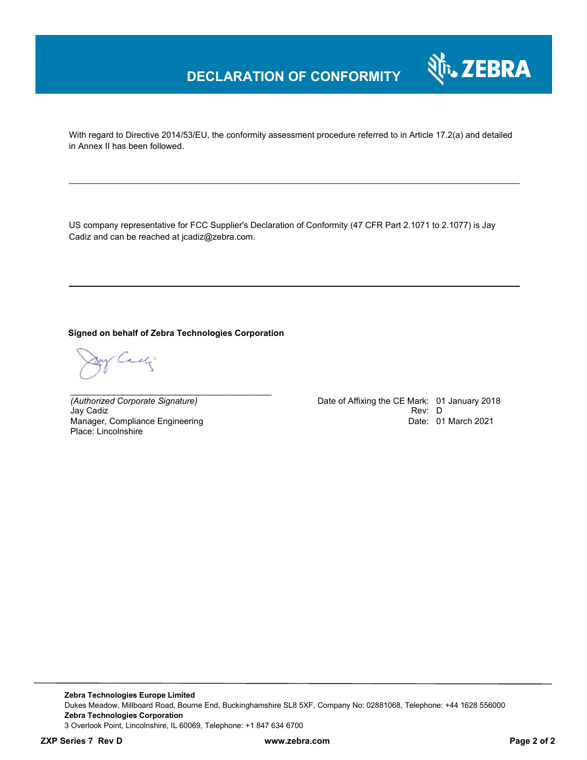# DECLARATION OF CONFORMITY

With regard to Directive 2014/53/EU, the conformity assessment procedure referred to in Article 17.2(a) and detailed in Annex II has been followed.

---

US company representative for FCC Supplier's Declaration of Conformity (47 CFR Part 2.1071 to 2.1077) is Jay Cadiz and can be reached at jcadiz@zebra.com.

---

**Signed on behalf of Zebra Technologies Corporation**

_____________________________________________

*(Authorized Corporate Signature)*
Jay Cadiz
Manager, Compliance Engineering
Place: Lincolnshire

Date of Affixing the CE Mark: 01 January 2018
Rev: D
Date: 01 March 2021

**Zebra Technologies Europe Limited**
Dukes Meadow, Millboard Road, Bourne End, Buckinghamshire SL8 5XF, Company No: 02881068, Telephone: +44 1628 556000
**Zebra Technologies Corporation**
3 Overlook Point, Lincolnshire, IL 60069, Telephone: +1 847 634 6700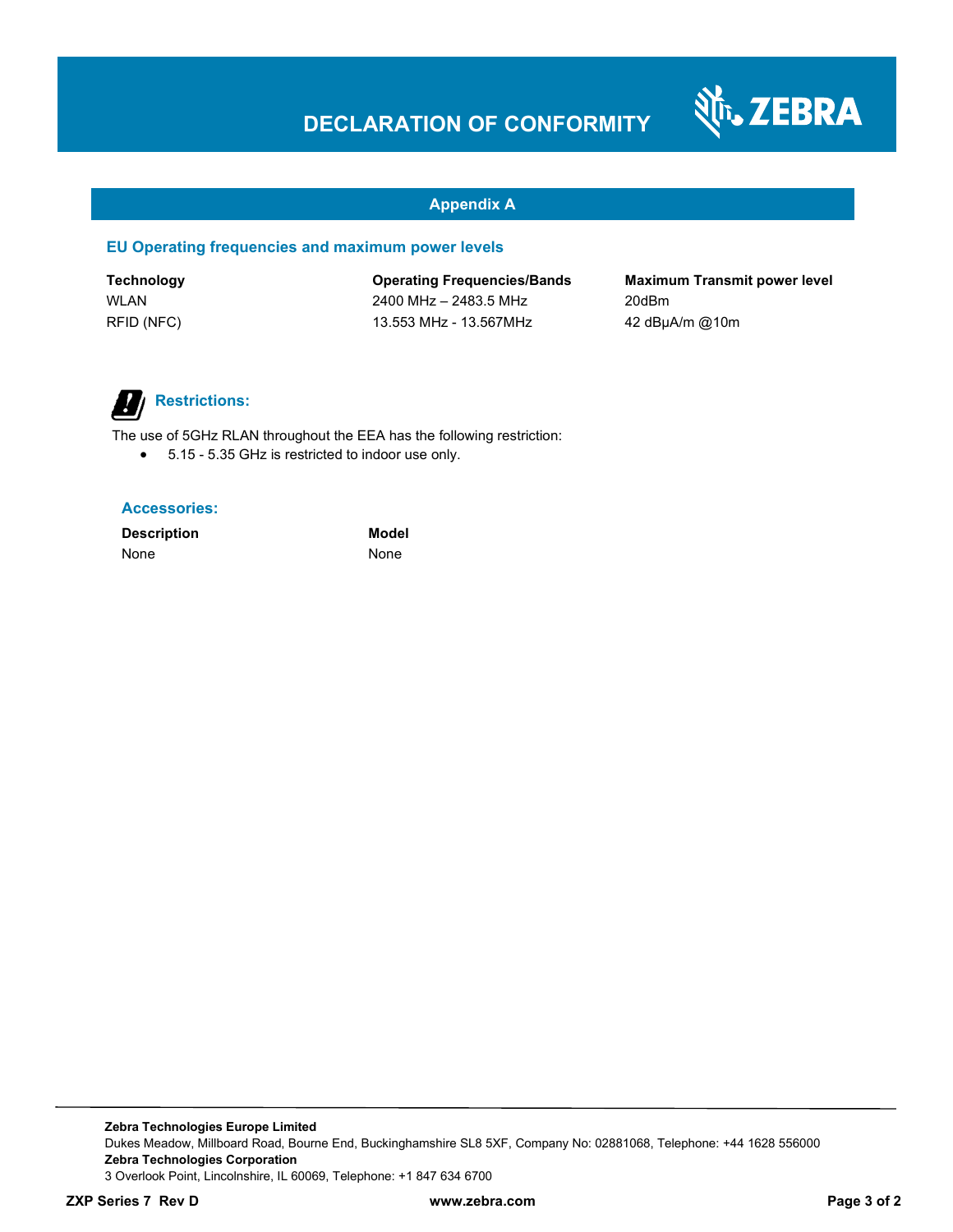## Appendix A

### EU Operating frequencies and maximum power levels

| Technology | Operating Frequencies/Bands | Maximum Transmit power level |
|---|---|---|
| WLAN | 2400 MHz – 2483.5 MHz | 20dBm |
| RFID (NFC) | 13.553 MHz - 13.567MHz | 42 dBμA/m @10m |

### Restrictions:

The use of 5GHz RLAN throughout the EEA has the following restriction:

- 5.15 - 5.35 GHz is restricted to indoor use only.

### Accessories:

| Description | Model |
|---|---|
| None | None |

**Zebra Technologies Europe Limited**
Dukes Meadow, Millboard Road, Bourne End, Buckinghamshire SL8 5XF, Company No: 02881068, Telephone: +44 1628 556000
**Zebra Technologies Corporation**
3 Overlook Point, Lincolnshire, IL 60069, Telephone: +1 847 634 6700